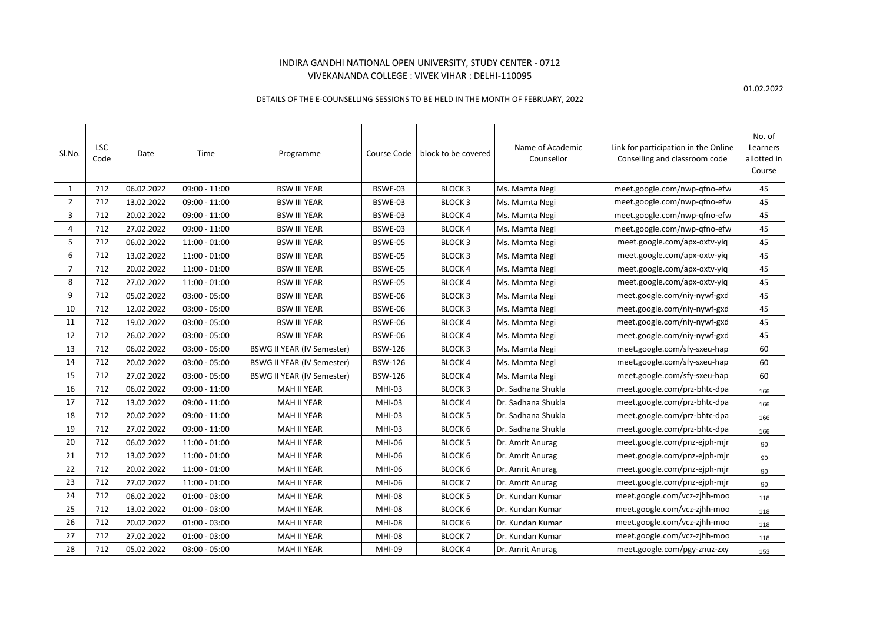INDIRA GANDHI NATIONAL OPEN UNIVERSITY, STUDY CENTER - 0712

VIVEKANANDA COLLEGE : VIVEK VIHAR : DELHI-110095

01.02.2022

DETAILS OF THE E-COUNSELLING SESSIONS TO BE HELD IN THE MONTH OF FEBRUARY, 2022

| Sl.No. | LSC Code | Date | Time | Programme | Course Code | block to be covered | Name of Academic Counsellor | Link for participation in the Online Conselling and classroom code | No. of Learners allotted in Course |
|---|---|---|---|---|---|---|---|---|---|
| 1 | 712 | 06.02.2022 | 09:00 - 11:00 | BSW III YEAR | BSWE-03 | BLOCK 3 | Ms. Mamta Negi | meet.google.com/nwp-qfno-efw | 45 |
| 2 | 712 | 13.02.2022 | 09:00 - 11:00 | BSW III YEAR | BSWE-03 | BLOCK 3 | Ms. Mamta Negi | meet.google.com/nwp-qfno-efw | 45 |
| 3 | 712 | 20.02.2022 | 09:00 - 11:00 | BSW III YEAR | BSWE-03 | BLOCK 4 | Ms. Mamta Negi | meet.google.com/nwp-qfno-efw | 45 |
| 4 | 712 | 27.02.2022 | 09:00 - 11:00 | BSW III YEAR | BSWE-03 | BLOCK 4 | Ms. Mamta Negi | meet.google.com/nwp-qfno-efw | 45 |
| 5 | 712 | 06.02.2022 | 11:00 - 01:00 | BSW III YEAR | BSWE-05 | BLOCK 3 | Ms. Mamta Negi | meet.google.com/apx-oxtv-yiq | 45 |
| 6 | 712 | 13.02.2022 | 11:00 - 01:00 | BSW III YEAR | BSWE-05 | BLOCK 3 | Ms. Mamta Negi | meet.google.com/apx-oxtv-yiq | 45 |
| 7 | 712 | 20.02.2022 | 11:00 - 01:00 | BSW III YEAR | BSWE-05 | BLOCK 4 | Ms. Mamta Negi | meet.google.com/apx-oxtv-yiq | 45 |
| 8 | 712 | 27.02.2022 | 11:00 - 01:00 | BSW III YEAR | BSWE-05 | BLOCK 4 | Ms. Mamta Negi | meet.google.com/apx-oxtv-yiq | 45 |
| 9 | 712 | 05.02.2022 | 03:00 - 05:00 | BSW III YEAR | BSWE-06 | BLOCK 3 | Ms. Mamta Negi | meet.google.com/niy-nywf-gxd | 45 |
| 10 | 712 | 12.02.2022 | 03:00 - 05:00 | BSW III YEAR | BSWE-06 | BLOCK 3 | Ms. Mamta Negi | meet.google.com/niy-nywf-gxd | 45 |
| 11 | 712 | 19.02.2022 | 03:00 - 05:00 | BSW III YEAR | BSWE-06 | BLOCK 4 | Ms. Mamta Negi | meet.google.com/niy-nywf-gxd | 45 |
| 12 | 712 | 26.02.2022 | 03:00 - 05:00 | BSW III YEAR | BSWE-06 | BLOCK 4 | Ms. Mamta Negi | meet.google.com/niy-nywf-gxd | 45 |
| 13 | 712 | 06.02.2022 | 03:00 - 05:00 | BSWG II YEAR (IV Semester) | BSW-126 | BLOCK 3 | Ms. Mamta Negi | meet.google.com/sfy-sxeu-hap | 60 |
| 14 | 712 | 20.02.2022 | 03:00 - 05:00 | BSWG II YEAR (IV Semester) | BSW-126 | BLOCK 4 | Ms. Mamta Negi | meet.google.com/sfy-sxeu-hap | 60 |
| 15 | 712 | 27.02.2022 | 03:00 - 05:00 | BSWG II YEAR (IV Semester) | BSW-126 | BLOCK 4 | Ms. Mamta Negi | meet.google.com/sfy-sxeu-hap | 60 |
| 16 | 712 | 06.02.2022 | 09:00 - 11:00 | MAH II YEAR | MHI-03 | BLOCK 3 | Dr. Sadhana Shukla | meet.google.com/prz-bhtc-dpa | 166 |
| 17 | 712 | 13.02.2022 | 09:00 - 11:00 | MAH II YEAR | MHI-03 | BLOCK 4 | Dr. Sadhana Shukla | meet.google.com/prz-bhtc-dpa | 166 |
| 18 | 712 | 20.02.2022 | 09:00 - 11:00 | MAH II YEAR | MHI-03 | BLOCK 5 | Dr. Sadhana Shukla | meet.google.com/prz-bhtc-dpa | 166 |
| 19 | 712 | 27.02.2022 | 09:00 - 11:00 | MAH II YEAR | MHI-03 | BLOCK 6 | Dr. Sadhana Shukla | meet.google.com/prz-bhtc-dpa | 166 |
| 20 | 712 | 06.02.2022 | 11:00 - 01:00 | MAH II YEAR | MHI-06 | BLOCK 5 | Dr. Amrit Anurag | meet.google.com/pnz-ejph-mjr | 90 |
| 21 | 712 | 13.02.2022 | 11:00 - 01:00 | MAH II YEAR | MHI-06 | BLOCK 6 | Dr. Amrit Anurag | meet.google.com/pnz-ejph-mjr | 90 |
| 22 | 712 | 20.02.2022 | 11:00 - 01:00 | MAH II YEAR | MHI-06 | BLOCK 6 | Dr. Amrit Anurag | meet.google.com/pnz-ejph-mjr | 90 |
| 23 | 712 | 27.02.2022 | 11:00 - 01:00 | MAH II YEAR | MHI-06 | BLOCK 7 | Dr. Amrit Anurag | meet.google.com/pnz-ejph-mjr | 90 |
| 24 | 712 | 06.02.2022 | 01:00 - 03:00 | MAH II YEAR | MHI-08 | BLOCK 5 | Dr. Kundan Kumar | meet.google.com/vcz-zjhh-moo | 118 |
| 25 | 712 | 13.02.2022 | 01:00 - 03:00 | MAH II YEAR | MHI-08 | BLOCK 6 | Dr. Kundan Kumar | meet.google.com/vcz-zjhh-moo | 118 |
| 26 | 712 | 20.02.2022 | 01:00 - 03:00 | MAH II YEAR | MHI-08 | BLOCK 6 | Dr. Kundan Kumar | meet.google.com/vcz-zjhh-moo | 118 |
| 27 | 712 | 27.02.2022 | 01:00 - 03:00 | MAH II YEAR | MHI-08 | BLOCK 7 | Dr. Kundan Kumar | meet.google.com/vcz-zjhh-moo | 118 |
| 28 | 712 | 05.02.2022 | 03:00 - 05:00 | MAH II YEAR | MHI-09 | BLOCK 4 | Dr. Amrit Anurag | meet.google.com/pgy-znuz-zxy | 153 |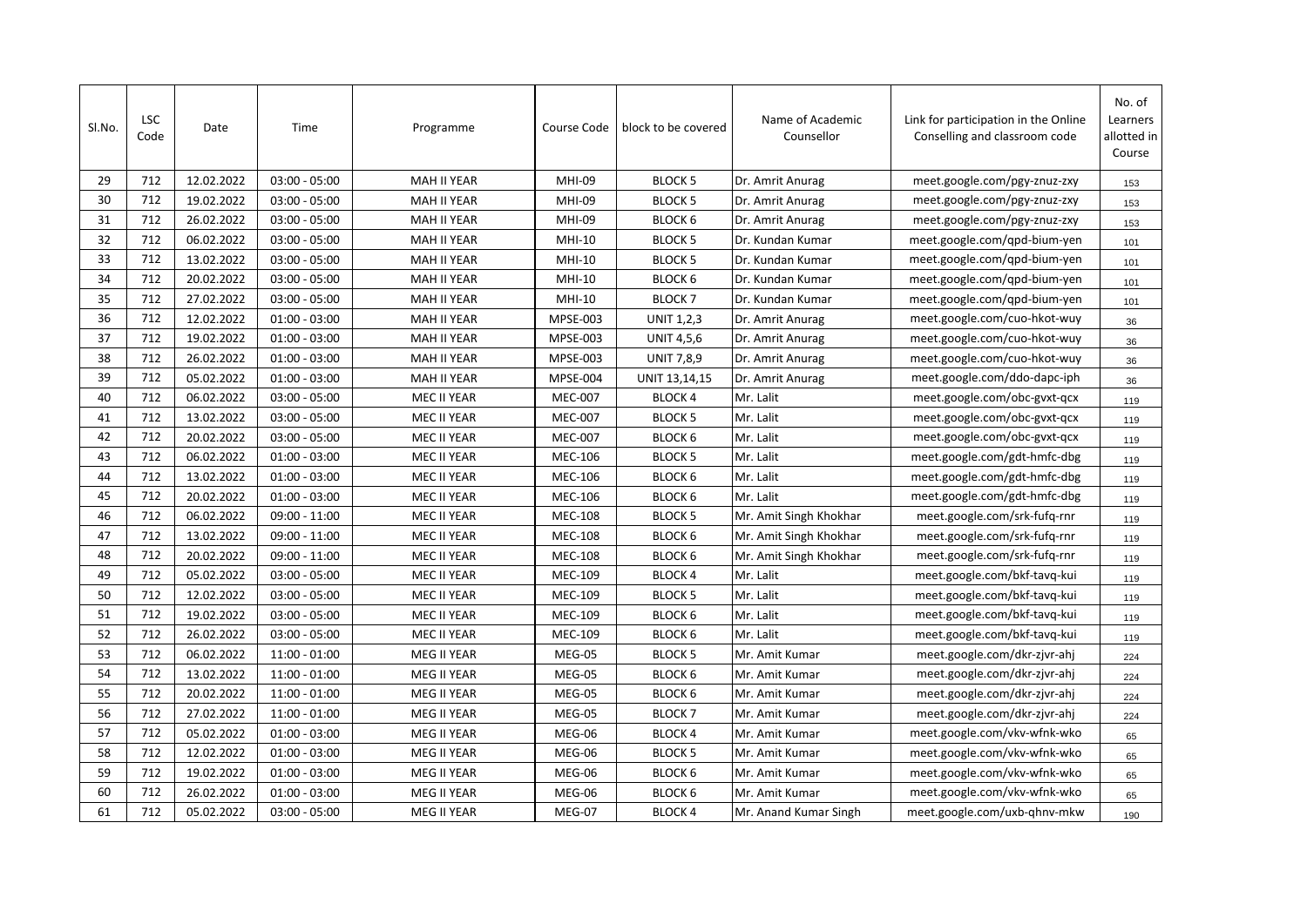| Sl.No. | LSC Code | Date | Time | Programme | Course Code | block to be covered | Name of Academic Counsellor | Link for participation in the Online Conselling and classroom code | No. of Learners allotted in Course |
|---|---|---|---|---|---|---|---|---|---|
| 29 | 712 | 12.02.2022 | 03:00 - 05:00 | MAH II YEAR | MHI-09 | BLOCK 5 | Dr. Amrit Anurag | meet.google.com/pgy-znuz-zxy | 153 |
| 30 | 712 | 19.02.2022 | 03:00 - 05:00 | MAH II YEAR | MHI-09 | BLOCK 5 | Dr. Amrit Anurag | meet.google.com/pgy-znuz-zxy | 153 |
| 31 | 712 | 26.02.2022 | 03:00 - 05:00 | MAH II YEAR | MHI-09 | BLOCK 6 | Dr. Amrit Anurag | meet.google.com/pgy-znuz-zxy | 153 |
| 32 | 712 | 06.02.2022 | 03:00 - 05:00 | MAH II YEAR | MHI-10 | BLOCK 5 | Dr. Kundan Kumar | meet.google.com/qpd-bium-yen | 101 |
| 33 | 712 | 13.02.2022 | 03:00 - 05:00 | MAH II YEAR | MHI-10 | BLOCK 5 | Dr. Kundan Kumar | meet.google.com/qpd-bium-yen | 101 |
| 34 | 712 | 20.02.2022 | 03:00 - 05:00 | MAH II YEAR | MHI-10 | BLOCK 6 | Dr. Kundan Kumar | meet.google.com/qpd-bium-yen | 101 |
| 35 | 712 | 27.02.2022 | 03:00 - 05:00 | MAH II YEAR | MHI-10 | BLOCK 7 | Dr. Kundan Kumar | meet.google.com/qpd-bium-yen | 101 |
| 36 | 712 | 12.02.2022 | 01:00 - 03:00 | MAH II YEAR | MPSE-003 | UNIT 1,2,3 | Dr. Amrit Anurag | meet.google.com/cuo-hkot-wuy | 36 |
| 37 | 712 | 19.02.2022 | 01:00 - 03:00 | MAH II YEAR | MPSE-003 | UNIT 4,5,6 | Dr. Amrit Anurag | meet.google.com/cuo-hkot-wuy | 36 |
| 38 | 712 | 26.02.2022 | 01:00 - 03:00 | MAH II YEAR | MPSE-003 | UNIT 7,8,9 | Dr. Amrit Anurag | meet.google.com/cuo-hkot-wuy | 36 |
| 39 | 712 | 05.02.2022 | 01:00 - 03:00 | MAH II YEAR | MPSE-004 | UNIT 13,14,15 | Dr. Amrit Anurag | meet.google.com/ddo-dapc-iph | 36 |
| 40 | 712 | 06.02.2022 | 03:00 - 05:00 | MEC II YEAR | MEC-007 | BLOCK 4 | Mr. Lalit | meet.google.com/obc-gvxt-qcx | 119 |
| 41 | 712 | 13.02.2022 | 03:00 - 05:00 | MEC II YEAR | MEC-007 | BLOCK 5 | Mr. Lalit | meet.google.com/obc-gvxt-qcx | 119 |
| 42 | 712 | 20.02.2022 | 03:00 - 05:00 | MEC II YEAR | MEC-007 | BLOCK 6 | Mr. Lalit | meet.google.com/obc-gvxt-qcx | 119 |
| 43 | 712 | 06.02.2022 | 01:00 - 03:00 | MEC II YEAR | MEC-106 | BLOCK 5 | Mr. Lalit | meet.google.com/gdt-hmfc-dbg | 119 |
| 44 | 712 | 13.02.2022 | 01:00 - 03:00 | MEC II YEAR | MEC-106 | BLOCK 6 | Mr. Lalit | meet.google.com/gdt-hmfc-dbg | 119 |
| 45 | 712 | 20.02.2022 | 01:00 - 03:00 | MEC II YEAR | MEC-106 | BLOCK 6 | Mr. Lalit | meet.google.com/gdt-hmfc-dbg | 119 |
| 46 | 712 | 06.02.2022 | 09:00 - 11:00 | MEC II YEAR | MEC-108 | BLOCK 5 | Mr. Amit Singh Khokhar | meet.google.com/srk-fufq-rnr | 119 |
| 47 | 712 | 13.02.2022 | 09:00 - 11:00 | MEC II YEAR | MEC-108 | BLOCK 6 | Mr. Amit Singh Khokhar | meet.google.com/srk-fufq-rnr | 119 |
| 48 | 712 | 20.02.2022 | 09:00 - 11:00 | MEC II YEAR | MEC-108 | BLOCK 6 | Mr. Amit Singh Khokhar | meet.google.com/srk-fufq-rnr | 119 |
| 49 | 712 | 05.02.2022 | 03:00 - 05:00 | MEC II YEAR | MEC-109 | BLOCK 4 | Mr. Lalit | meet.google.com/bkf-tavq-kui | 119 |
| 50 | 712 | 12.02.2022 | 03:00 - 05:00 | MEC II YEAR | MEC-109 | BLOCK 5 | Mr. Lalit | meet.google.com/bkf-tavq-kui | 119 |
| 51 | 712 | 19.02.2022 | 03:00 - 05:00 | MEC II YEAR | MEC-109 | BLOCK 6 | Mr. Lalit | meet.google.com/bkf-tavq-kui | 119 |
| 52 | 712 | 26.02.2022 | 03:00 - 05:00 | MEC II YEAR | MEC-109 | BLOCK 6 | Mr. Lalit | meet.google.com/bkf-tavq-kui | 119 |
| 53 | 712 | 06.02.2022 | 11:00 - 01:00 | MEG II YEAR | MEG-05 | BLOCK 5 | Mr. Amit Kumar | meet.google.com/dkr-zjvr-ahj | 224 |
| 54 | 712 | 13.02.2022 | 11:00 - 01:00 | MEG II YEAR | MEG-05 | BLOCK 6 | Mr. Amit Kumar | meet.google.com/dkr-zjvr-ahj | 224 |
| 55 | 712 | 20.02.2022 | 11:00 - 01:00 | MEG II YEAR | MEG-05 | BLOCK 6 | Mr. Amit Kumar | meet.google.com/dkr-zjvr-ahj | 224 |
| 56 | 712 | 27.02.2022 | 11:00 - 01:00 | MEG II YEAR | MEG-05 | BLOCK 7 | Mr. Amit Kumar | meet.google.com/dkr-zjvr-ahj | 224 |
| 57 | 712 | 05.02.2022 | 01:00 - 03:00 | MEG II YEAR | MEG-06 | BLOCK 4 | Mr. Amit Kumar | meet.google.com/vkv-wfnk-wko | 65 |
| 58 | 712 | 12.02.2022 | 01:00 - 03:00 | MEG II YEAR | MEG-06 | BLOCK 5 | Mr. Amit Kumar | meet.google.com/vkv-wfnk-wko | 65 |
| 59 | 712 | 19.02.2022 | 01:00 - 03:00 | MEG II YEAR | MEG-06 | BLOCK 6 | Mr. Amit Kumar | meet.google.com/vkv-wfnk-wko | 65 |
| 60 | 712 | 26.02.2022 | 01:00 - 03:00 | MEG II YEAR | MEG-06 | BLOCK 6 | Mr. Amit Kumar | meet.google.com/vkv-wfnk-wko | 65 |
| 61 | 712 | 05.02.2022 | 03:00 - 05:00 | MEG II YEAR | MEG-07 | BLOCK 4 | Mr. Anand Kumar Singh | meet.google.com/uxb-qhnv-mkw | 190 |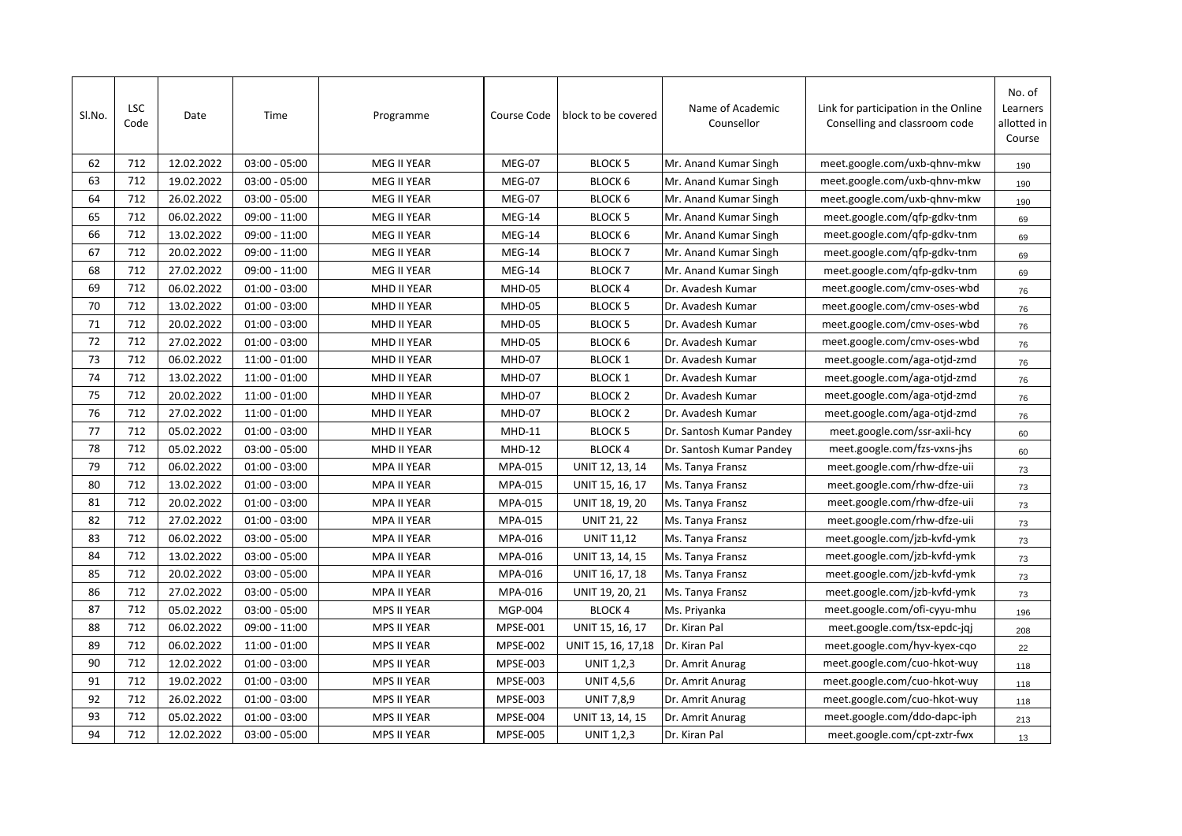| Sl.No. | LSC Code | Date | Time | Programme | Course Code | block to be covered | Name of Academic Counsellor | Link for participation in the Online Conselling and classroom code | No. of Learners allotted in Course |
|---|---|---|---|---|---|---|---|---|---|
| 62 | 712 | 12.02.2022 | 03:00 - 05:00 | MEG II YEAR | MEG-07 | BLOCK 5 | Mr. Anand Kumar Singh | meet.google.com/uxb-qhnv-mkw | 190 |
| 63 | 712 | 19.02.2022 | 03:00 - 05:00 | MEG II YEAR | MEG-07 | BLOCK 6 | Mr. Anand Kumar Singh | meet.google.com/uxb-qhnv-mkw | 190 |
| 64 | 712 | 26.02.2022 | 03:00 - 05:00 | MEG II YEAR | MEG-07 | BLOCK 6 | Mr. Anand Kumar Singh | meet.google.com/uxb-qhnv-mkw | 190 |
| 65 | 712 | 06.02.2022 | 09:00 - 11:00 | MEG II YEAR | MEG-14 | BLOCK 5 | Mr. Anand Kumar Singh | meet.google.com/qfp-gdkv-tnm | 69 |
| 66 | 712 | 13.02.2022 | 09:00 - 11:00 | MEG II YEAR | MEG-14 | BLOCK 6 | Mr. Anand Kumar Singh | meet.google.com/qfp-gdkv-tnm | 69 |
| 67 | 712 | 20.02.2022 | 09:00 - 11:00 | MEG II YEAR | MEG-14 | BLOCK 7 | Mr. Anand Kumar Singh | meet.google.com/qfp-gdkv-tnm | 69 |
| 68 | 712 | 27.02.2022 | 09:00 - 11:00 | MEG II YEAR | MEG-14 | BLOCK 7 | Mr. Anand Kumar Singh | meet.google.com/qfp-gdkv-tnm | 69 |
| 69 | 712 | 06.02.2022 | 01:00 - 03:00 | MHD II YEAR | MHD-05 | BLOCK 4 | Dr. Avadesh Kumar | meet.google.com/cmv-oses-wbd | 76 |
| 70 | 712 | 13.02.2022 | 01:00 - 03:00 | MHD II YEAR | MHD-05 | BLOCK 5 | Dr. Avadesh Kumar | meet.google.com/cmv-oses-wbd | 76 |
| 71 | 712 | 20.02.2022 | 01:00 - 03:00 | MHD II YEAR | MHD-05 | BLOCK 5 | Dr. Avadesh Kumar | meet.google.com/cmv-oses-wbd | 76 |
| 72 | 712 | 27.02.2022 | 01:00 - 03:00 | MHD II YEAR | MHD-05 | BLOCK 6 | Dr. Avadesh Kumar | meet.google.com/cmv-oses-wbd | 76 |
| 73 | 712 | 06.02.2022 | 11:00 - 01:00 | MHD II YEAR | MHD-07 | BLOCK 1 | Dr. Avadesh Kumar | meet.google.com/aga-otjd-zmd | 76 |
| 74 | 712 | 13.02.2022 | 11:00 - 01:00 | MHD II YEAR | MHD-07 | BLOCK 1 | Dr. Avadesh Kumar | meet.google.com/aga-otjd-zmd | 76 |
| 75 | 712 | 20.02.2022 | 11:00 - 01:00 | MHD II YEAR | MHD-07 | BLOCK 2 | Dr. Avadesh Kumar | meet.google.com/aga-otjd-zmd | 76 |
| 76 | 712 | 27.02.2022 | 11:00 - 01:00 | MHD II YEAR | MHD-07 | BLOCK 2 | Dr. Avadesh Kumar | meet.google.com/aga-otjd-zmd | 76 |
| 77 | 712 | 05.02.2022 | 01:00 - 03:00 | MHD II YEAR | MHD-11 | BLOCK 5 | Dr. Santosh Kumar Pandey | meet.google.com/ssr-axii-hcy | 60 |
| 78 | 712 | 05.02.2022 | 03:00 - 05:00 | MHD II YEAR | MHD-12 | BLOCK 4 | Dr. Santosh Kumar Pandey | meet.google.com/fzs-vxns-jhs | 60 |
| 79 | 712 | 06.02.2022 | 01:00 - 03:00 | MPA II YEAR | MPA-015 | UNIT 12, 13, 14 | Ms. Tanya Fransz | meet.google.com/rhw-dfze-uii | 73 |
| 80 | 712 | 13.02.2022 | 01:00 - 03:00 | MPA II YEAR | MPA-015 | UNIT 15, 16, 17 | Ms. Tanya Fransz | meet.google.com/rhw-dfze-uii | 73 |
| 81 | 712 | 20.02.2022 | 01:00 - 03:00 | MPA II YEAR | MPA-015 | UNIT 18, 19, 20 | Ms. Tanya Fransz | meet.google.com/rhw-dfze-uii | 73 |
| 82 | 712 | 27.02.2022 | 01:00 - 03:00 | MPA II YEAR | MPA-015 | UNIT 21, 22 | Ms. Tanya Fransz | meet.google.com/rhw-dfze-uii | 73 |
| 83 | 712 | 06.02.2022 | 03:00 - 05:00 | MPA II YEAR | MPA-016 | UNIT 11,12 | Ms. Tanya Fransz | meet.google.com/jzb-kvfd-ymk | 73 |
| 84 | 712 | 13.02.2022 | 03:00 - 05:00 | MPA II YEAR | MPA-016 | UNIT 13, 14, 15 | Ms. Tanya Fransz | meet.google.com/jzb-kvfd-ymk | 73 |
| 85 | 712 | 20.02.2022 | 03:00 - 05:00 | MPA II YEAR | MPA-016 | UNIT 16, 17, 18 | Ms. Tanya Fransz | meet.google.com/jzb-kvfd-ymk | 73 |
| 86 | 712 | 27.02.2022 | 03:00 - 05:00 | MPA II YEAR | MPA-016 | UNIT 19, 20, 21 | Ms. Tanya Fransz | meet.google.com/jzb-kvfd-ymk | 73 |
| 87 | 712 | 05.02.2022 | 03:00 - 05:00 | MPS II YEAR | MGP-004 | BLOCK 4 | Ms. Priyanka | meet.google.com/ofi-cyyu-mhu | 196 |
| 88 | 712 | 06.02.2022 | 09:00 - 11:00 | MPS II YEAR | MPSE-001 | UNIT 15, 16, 17 | Dr. Kiran Pal | meet.google.com/tsx-epdc-jqj | 208 |
| 89 | 712 | 06.02.2022 | 11:00 - 01:00 | MPS II YEAR | MPSE-002 | UNIT 15, 16, 17,18 | Dr. Kiran Pal | meet.google.com/hyv-kyex-cqo | 22 |
| 90 | 712 | 12.02.2022 | 01:00 - 03:00 | MPS II YEAR | MPSE-003 | UNIT 1,2,3 | Dr. Amrit Anurag | meet.google.com/cuo-hkot-wuy | 118 |
| 91 | 712 | 19.02.2022 | 01:00 - 03:00 | MPS II YEAR | MPSE-003 | UNIT 4,5,6 | Dr. Amrit Anurag | meet.google.com/cuo-hkot-wuy | 118 |
| 92 | 712 | 26.02.2022 | 01:00 - 03:00 | MPS II YEAR | MPSE-003 | UNIT 7,8,9 | Dr. Amrit Anurag | meet.google.com/cuo-hkot-wuy | 118 |
| 93 | 712 | 05.02.2022 | 01:00 - 03:00 | MPS II YEAR | MPSE-004 | UNIT 13, 14, 15 | Dr. Amrit Anurag | meet.google.com/ddo-dapc-iph | 213 |
| 94 | 712 | 12.02.2022 | 03:00 - 05:00 | MPS II YEAR | MPSE-005 | UNIT 1,2,3 | Dr. Kiran Pal | meet.google.com/cpt-zxtr-fwx | 13 |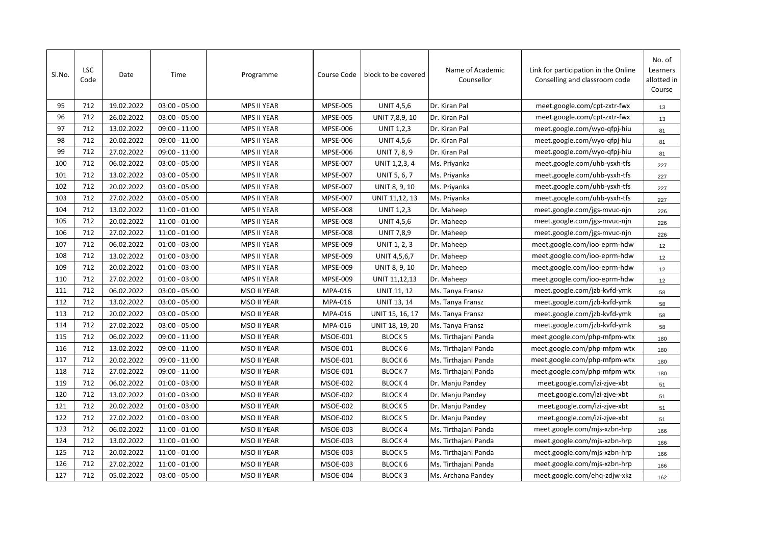| Sl.No. | LSC Code | Date | Time | Programme | Course Code | block to be covered | Name of Academic Counsellor | Link for participation in the Online Conselling and classroom code | No. of Learners allotted in Course |
|---|---|---|---|---|---|---|---|---|---|
| 95 | 712 | 19.02.2022 | 03:00 - 05:00 | MPS II YEAR | MPSE-005 | UNIT 4,5,6 | Dr. Kiran Pal | meet.google.com/cpt-zxtr-fwx | 13 |
| 96 | 712 | 26.02.2022 | 03:00 - 05:00 | MPS II YEAR | MPSE-005 | UNIT 7,8,9, 10 | Dr. Kiran Pal | meet.google.com/cpt-zxtr-fwx | 13 |
| 97 | 712 | 13.02.2022 | 09:00 - 11:00 | MPS II YEAR | MPSE-006 | UNIT 1,2,3 | Dr. Kiran Pal | meet.google.com/wyo-qfpj-hiu | 81 |
| 98 | 712 | 20.02.2022 | 09:00 - 11:00 | MPS II YEAR | MPSE-006 | UNIT 4,5,6 | Dr. Kiran Pal | meet.google.com/wyo-qfpj-hiu | 81 |
| 99 | 712 | 27.02.2022 | 09:00 - 11:00 | MPS II YEAR | MPSE-006 | UNIT 7, 8, 9 | Dr. Kiran Pal | meet.google.com/wyo-qfpj-hiu | 81 |
| 100 | 712 | 06.02.2022 | 03:00 - 05:00 | MPS II YEAR | MPSE-007 | UNIT 1,2,3, 4 | Ms. Priyanka | meet.google.com/uhb-ysxh-tfs | 227 |
| 101 | 712 | 13.02.2022 | 03:00 - 05:00 | MPS II YEAR | MPSE-007 | UNIT 5, 6, 7 | Ms. Priyanka | meet.google.com/uhb-ysxh-tfs | 227 |
| 102 | 712 | 20.02.2022 | 03:00 - 05:00 | MPS II YEAR | MPSE-007 | UNIT 8, 9, 10 | Ms. Priyanka | meet.google.com/uhb-ysxh-tfs | 227 |
| 103 | 712 | 27.02.2022 | 03:00 - 05:00 | MPS II YEAR | MPSE-007 | UNIT 11,12, 13 | Ms. Priyanka | meet.google.com/uhb-ysxh-tfs | 227 |
| 104 | 712 | 13.02.2022 | 11:00 - 01:00 | MPS II YEAR | MPSE-008 | UNIT 1,2,3 | Dr. Maheep | meet.google.com/jgs-mvuc-njn | 226 |
| 105 | 712 | 20.02.2022 | 11:00 - 01:00 | MPS II YEAR | MPSE-008 | UNIT 4,5,6 | Dr. Maheep | meet.google.com/jgs-mvuc-njn | 226 |
| 106 | 712 | 27.02.2022 | 11:00 - 01:00 | MPS II YEAR | MPSE-008 | UNIT 7,8,9 | Dr. Maheep | meet.google.com/jgs-mvuc-njn | 226 |
| 107 | 712 | 06.02.2022 | 01:00 - 03:00 | MPS II YEAR | MPSE-009 | UNIT 1, 2, 3 | Dr. Maheep | meet.google.com/ioo-eprm-hdw | 12 |
| 108 | 712 | 13.02.2022 | 01:00 - 03:00 | MPS II YEAR | MPSE-009 | UNIT 4,5,6,7 | Dr. Maheep | meet.google.com/ioo-eprm-hdw | 12 |
| 109 | 712 | 20.02.2022 | 01:00 - 03:00 | MPS II YEAR | MPSE-009 | UNIT 8, 9, 10 | Dr. Maheep | meet.google.com/ioo-eprm-hdw | 12 |
| 110 | 712 | 27.02.2022 | 01:00 - 03:00 | MPS II YEAR | MPSE-009 | UNIT 11,12,13 | Dr. Maheep | meet.google.com/ioo-eprm-hdw | 12 |
| 111 | 712 | 06.02.2022 | 03:00 - 05:00 | MSO II YEAR | MPA-016 | UNIT 11, 12 | Ms. Tanya Fransz | meet.google.com/jzb-kvfd-ymk | 58 |
| 112 | 712 | 13.02.2022 | 03:00 - 05:00 | MSO II YEAR | MPA-016 | UNIT 13, 14 | Ms. Tanya Fransz | meet.google.com/jzb-kvfd-ymk | 58 |
| 113 | 712 | 20.02.2022 | 03:00 - 05:00 | MSO II YEAR | MPA-016 | UNIT 15, 16, 17 | Ms. Tanya Fransz | meet.google.com/jzb-kvfd-ymk | 58 |
| 114 | 712 | 27.02.2022 | 03:00 - 05:00 | MSO II YEAR | MPA-016 | UNIT 18, 19, 20 | Ms. Tanya Fransz | meet.google.com/jzb-kvfd-ymk | 58 |
| 115 | 712 | 06.02.2022 | 09:00 - 11:00 | MSO II YEAR | MSOE-001 | BLOCK 5 | Ms. Tirthajani Panda | meet.google.com/php-mfpm-wtx | 180 |
| 116 | 712 | 13.02.2022 | 09:00 - 11:00 | MSO II YEAR | MSOE-001 | BLOCK 6 | Ms. Tirthajani Panda | meet.google.com/php-mfpm-wtx | 180 |
| 117 | 712 | 20.02.2022 | 09:00 - 11:00 | MSO II YEAR | MSOE-001 | BLOCK 6 | Ms. Tirthajani Panda | meet.google.com/php-mfpm-wtx | 180 |
| 118 | 712 | 27.02.2022 | 09:00 - 11:00 | MSO II YEAR | MSOE-001 | BLOCK 7 | Ms. Tirthajani Panda | meet.google.com/php-mfpm-wtx | 180 |
| 119 | 712 | 06.02.2022 | 01:00 - 03:00 | MSO II YEAR | MSOE-002 | BLOCK 4 | Dr. Manju Pandey | meet.google.com/izi-zjve-xbt | 51 |
| 120 | 712 | 13.02.2022 | 01:00 - 03:00 | MSO II YEAR | MSOE-002 | BLOCK 4 | Dr. Manju Pandey | meet.google.com/izi-zjve-xbt | 51 |
| 121 | 712 | 20.02.2022 | 01:00 - 03:00 | MSO II YEAR | MSOE-002 | BLOCK 5 | Dr. Manju Pandey | meet.google.com/izi-zjve-xbt | 51 |
| 122 | 712 | 27.02.2022 | 01:00 - 03:00 | MSO II YEAR | MSOE-002 | BLOCK 5 | Dr. Manju Pandey | meet.google.com/izi-zjve-xbt | 51 |
| 123 | 712 | 06.02.2022 | 11:00 - 01:00 | MSO II YEAR | MSOE-003 | BLOCK 4 | Ms. Tirthajani Panda | meet.google.com/mjs-xzbn-hrp | 166 |
| 124 | 712 | 13.02.2022 | 11:00 - 01:00 | MSO II YEAR | MSOE-003 | BLOCK 4 | Ms. Tirthajani Panda | meet.google.com/mjs-xzbn-hrp | 166 |
| 125 | 712 | 20.02.2022 | 11:00 - 01:00 | MSO II YEAR | MSOE-003 | BLOCK 5 | Ms. Tirthajani Panda | meet.google.com/mjs-xzbn-hrp | 166 |
| 126 | 712 | 27.02.2022 | 11:00 - 01:00 | MSO II YEAR | MSOE-003 | BLOCK 6 | Ms. Tirthajani Panda | meet.google.com/mjs-xzbn-hrp | 166 |
| 127 | 712 | 05.02.2022 | 03:00 - 05:00 | MSO II YEAR | MSOE-004 | BLOCK 3 | Ms. Archana Pandey | meet.google.com/ehq-zdjw-xkz | 162 |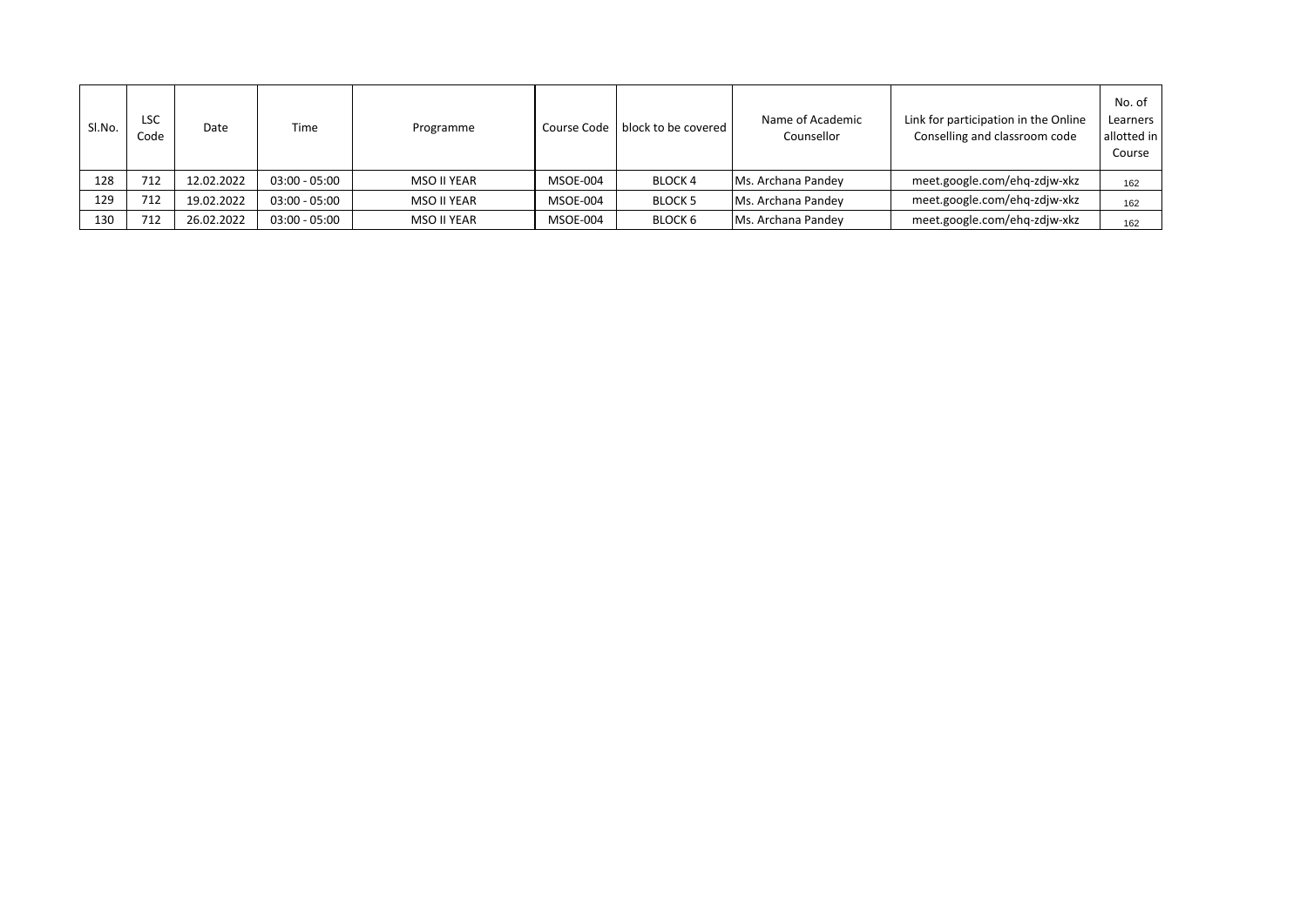| Sl.No. | LSC Code | Date | Time | Programme | Course Code | block to be covered | Name of Academic Counsellor | Link for participation in the Online Conselling and classroom code | No. of Learners allotted in Course |
|---|---|---|---|---|---|---|---|---|---|
| 128 | 712 | 12.02.2022 | 03:00 - 05:00 | MSO II YEAR | MSOE-004 | BLOCK 4 | Ms. Archana Pandey | meet.google.com/ehq-zdjw-xkz | 162 |
| 129 | 712 | 19.02.2022 | 03:00 - 05:00 | MSO II YEAR | MSOE-004 | BLOCK 5 | Ms. Archana Pandey | meet.google.com/ehq-zdjw-xkz | 162 |
| 130 | 712 | 26.02.2022 | 03:00 - 05:00 | MSO II YEAR | MSOE-004 | BLOCK 6 | Ms. Archana Pandey | meet.google.com/ehq-zdjw-xkz | 162 |